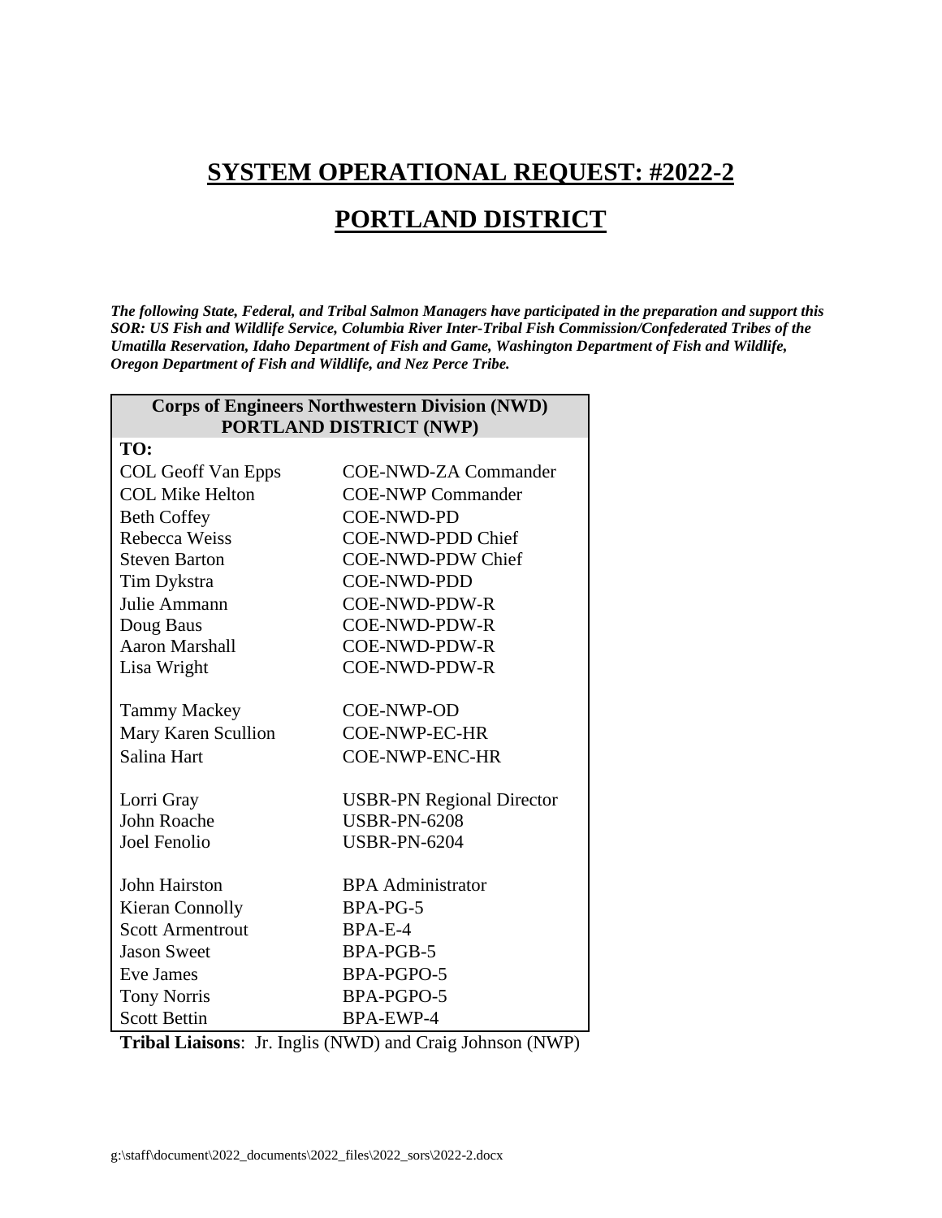# SYSTEM OPERATIONAL REQUEST: #2022-2

# PORTLAND DISTRICT

***The following State, Federal, and Tribal Salmon Managers have participated in the preparation and support this SOR: US Fish and Wildlife Service, Columbia River Inter-Tribal Fish Commission/Confederated Tribes of the Umatilla Reservation, Idaho Department of Fish and Game, Washington Department of Fish and Wildlife, Oregon Department of Fish and Wildlife, and Nez Perce Tribe.***

| **Corps of Engineers Northwestern Division (NWD) PORTLAND DISTRICT (NWP)** | |
|---|---|
| **TO:** | |
| COL Geoff Van Epps | COE-NWD-ZA Commander |
| COL Mike Helton | COE-NWP Commander |
| Beth Coffey | COE-NWD-PD |
| Rebecca Weiss | COE-NWD-PDD Chief |
| Steven Barton | COE-NWD-PDW Chief |
| Tim Dykstra | COE-NWD-PDD |
| Julie Ammann | COE-NWD-PDW-R |
| Doug Baus | COE-NWD-PDW-R |
| Aaron Marshall | COE-NWD-PDW-R |
| Lisa Wright | COE-NWD-PDW-R |
| | |
| Tammy Mackey | COE-NWP-OD |
| Mary Karen Scullion | COE-NWP-EC-HR |
| Salina Hart | COE-NWP-ENC-HR |
| | |
| Lorri Gray | USBR-PN Regional Director |
| John Roache | USBR-PN-6208 |
| Joel Fenolio | USBR-PN-6204 |
| | |
| John Hairston | BPA Administrator |
| Kieran Connolly | BPA-PG-5 |
| Scott Armentrout | BPA-E-4 |
| Jason Sweet | BPA-PGB-5 |
| Eve James | BPA-PGPO-5 |
| Tony Norris | BPA-PGPO-5 |
| Scott Bettin | BPA-EWP-4 |

**Tribal Liaisons**: Jr. Inglis (NWD) and Craig Johnson (NWP)

g:\staff\document\2022_documents\2022_files\2022_sors\2022-2.docx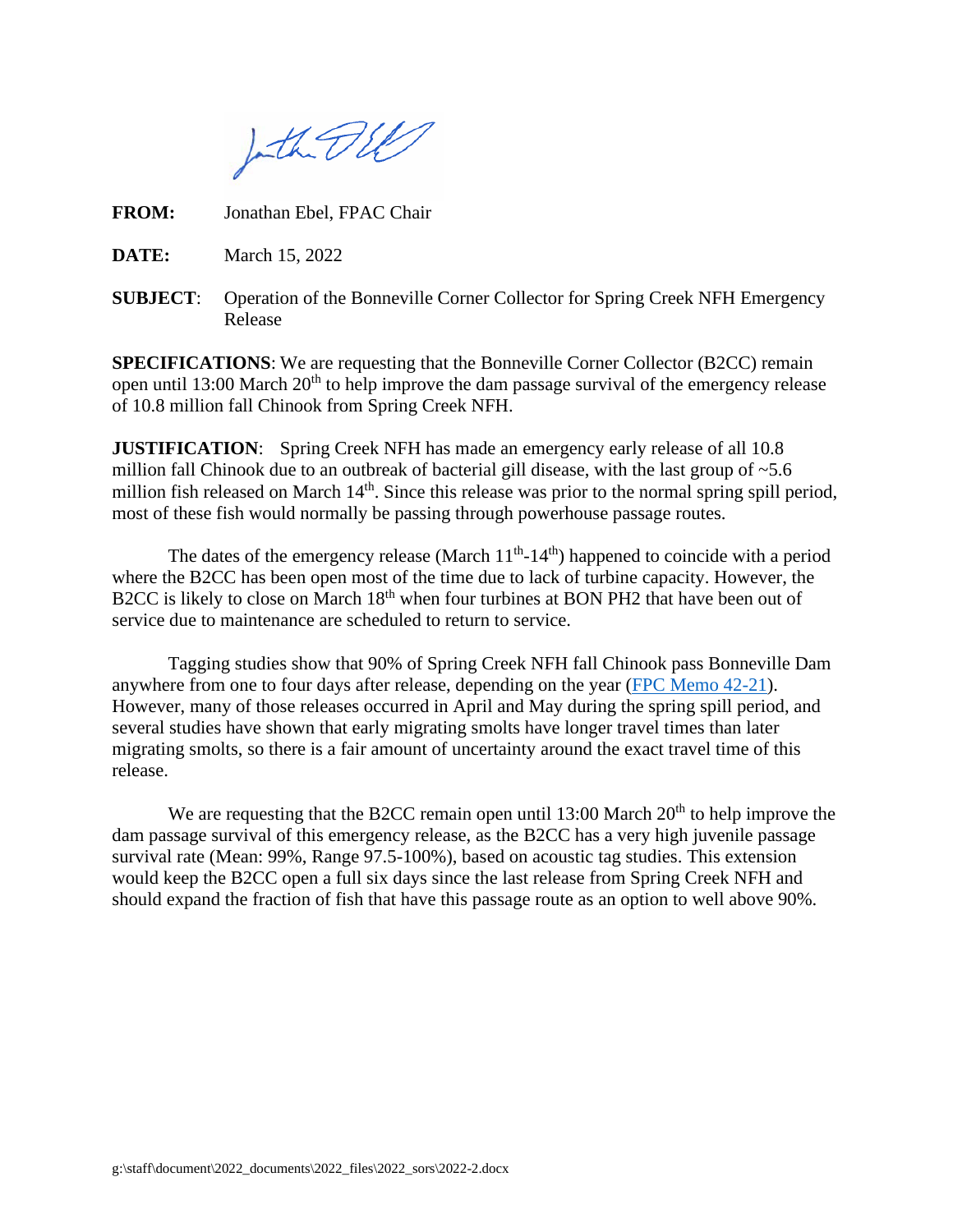**FROM:** Jonathan Ebel, FPAC Chair

**DATE:** March 15, 2022

**SUBJECT**: Operation of the Bonneville Corner Collector for Spring Creek NFH Emergency Release

**SPECIFICATIONS**: We are requesting that the Bonneville Corner Collector (B2CC) remain open until 13:00 March 20th to help improve the dam passage survival of the emergency release of 10.8 million fall Chinook from Spring Creek NFH.

**JUSTIFICATION**: Spring Creek NFH has made an emergency early release of all 10.8 million fall Chinook due to an outbreak of bacterial gill disease, with the last group of ~5.6 million fish released on March 14th. Since this release was prior to the normal spring spill period, most of these fish would normally be passing through powerhouse passage routes.

The dates of the emergency release (March 11th-14th) happened to coincide with a period where the B2CC has been open most of the time due to lack of turbine capacity. However, the B2CC is likely to close on March 18th when four turbines at BON PH2 that have been out of service due to maintenance are scheduled to return to service.

Tagging studies show that 90% of Spring Creek NFH fall Chinook pass Bonneville Dam anywhere from one to four days after release, depending on the year (FPC Memo 42-21). However, many of those releases occurred in April and May during the spring spill period, and several studies have shown that early migrating smolts have longer travel times than later migrating smolts, so there is a fair amount of uncertainty around the exact travel time of this release.

We are requesting that the B2CC remain open until 13:00 March 20th to help improve the dam passage survival of this emergency release, as the B2CC has a very high juvenile passage survival rate (Mean: 99%, Range 97.5-100%), based on acoustic tag studies. This extension would keep the B2CC open a full six days since the last release from Spring Creek NFH and should expand the fraction of fish that have this passage route as an option to well above 90%.

g:\staff\document\2022_documents\2022_files\2022_sors\2022-2.docx